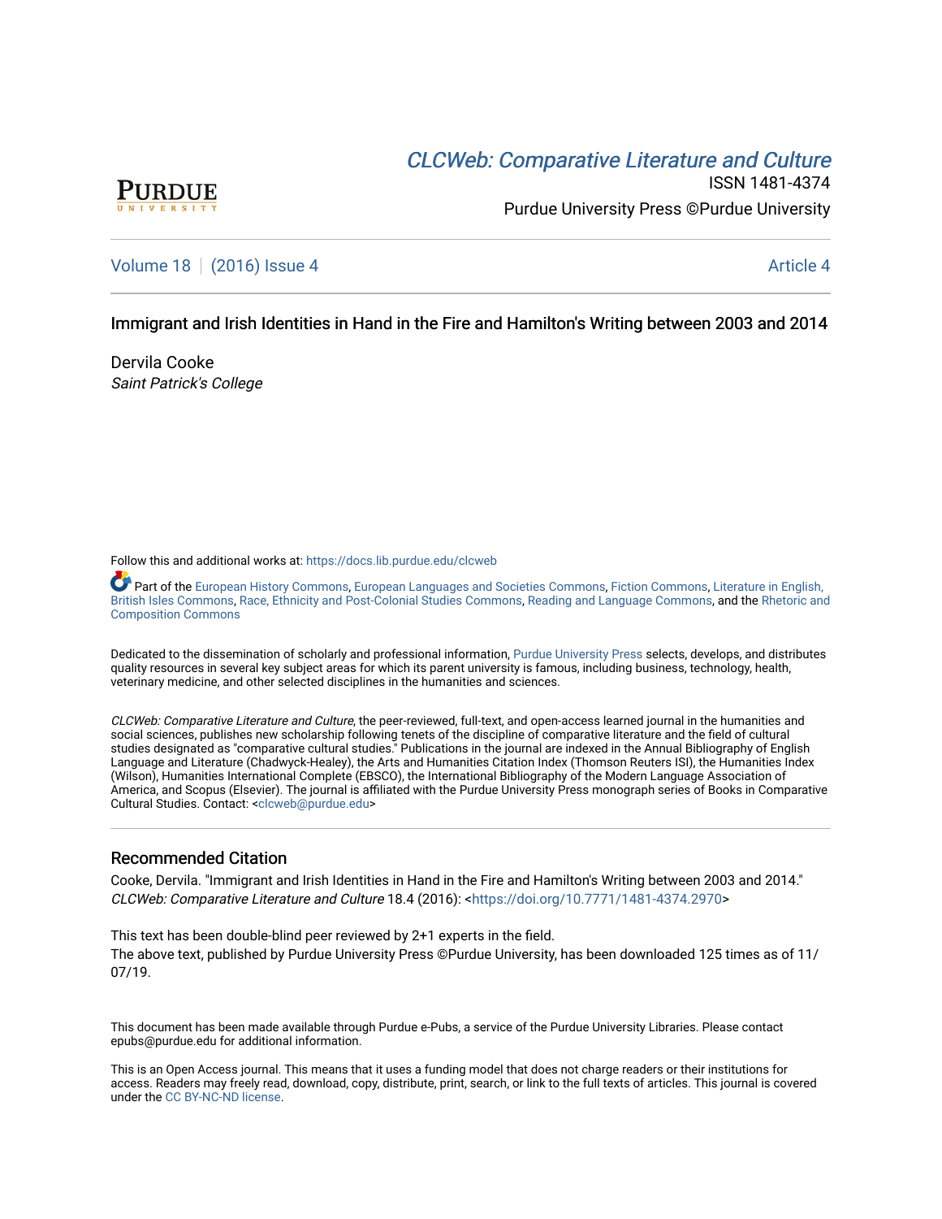PURDUE UNIVERSITY

# [CLCWeb: Comparative Literature and Culture](https://docs.lib.purdue.edu/clcweb)

ISSN 1481-4374

Purdue University Press ©Purdue University

Volume 18 | (2016) Issue 4 Article 4

## Immigrant and Irish Identities in Hand in the Fire and Hamilton's Writing between 2003 and 2014

Dervila Cooke

*Saint Patrick's College*

Follow this and additional works at: https://docs.lib.purdue.edu/clcweb

Part of the European History Commons, European Languages and Societies Commons, Fiction Commons, Literature in English, British Isles Commons, Race, Ethnicity and Post-Colonial Studies Commons, Reading and Language Commons, and the Rhetoric and Composition Commons

Dedicated to the dissemination of scholarly and professional information, Purdue University Press selects, develops, and distributes quality resources in several key subject areas for which its parent university is famous, including business, technology, health, veterinary medicine, and other selected disciplines in the humanities and sciences.

*CLCWeb: Comparative Literature and Culture*, the peer-reviewed, full-text, and open-access learned journal in the humanities and social sciences, publishes new scholarship following tenets of the discipline of comparative literature and the field of cultural studies designated as "comparative cultural studies." Publications in the journal are indexed in the Annual Bibliography of English Language and Literature (Chadwyck-Healey), the Arts and Humanities Citation Index (Thomson Reuters ISI), the Humanities Index (Wilson), Humanities International Complete (EBSCO), the International Bibliography of the Modern Language Association of America, and Scopus (Elsevier). The journal is affiliated with the Purdue University Press monograph series of Books in Comparative Cultural Studies. Contact: <clcweb@purdue.edu>

### Recommended Citation

Cooke, Dervila. "Immigrant and Irish Identities in Hand in the Fire and Hamilton's Writing between 2003 and 2014." *CLCWeb: Comparative Literature and Culture* 18.4 (2016): <https://doi.org/10.7771/1481-4374.2970>

This text has been double-blind peer reviewed by 2+1 experts in the field.
The above text, published by Purdue University Press ©Purdue University, has been downloaded 125 times as of 11/07/19.

This document has been made available through Purdue e-Pubs, a service of the Purdue University Libraries. Please contact epubs@purdue.edu for additional information.

This is an Open Access journal. This means that it uses a funding model that does not charge readers or their institutions for access. Readers may freely read, download, copy, distribute, print, search, or link to the full texts of articles. This journal is covered under the CC BY-NC-ND license.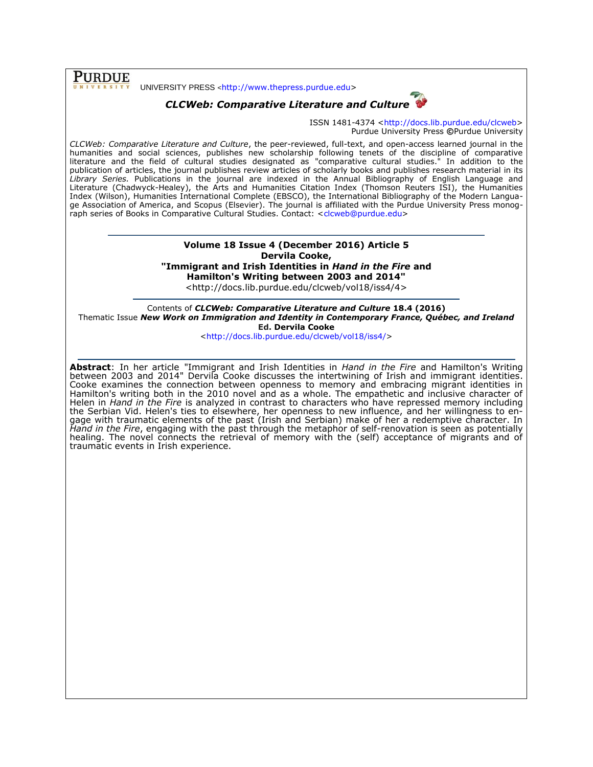PURDUE UNIVERSITY PRESS <http://www.thepress.purdue.edu>

***CLCWeb: Comparative Literature and Culture***

ISSN 1481-4374 <http://docs.lib.purdue.edu/clcweb>
Purdue University Press ©Purdue University

*CLCWeb: Comparative Literature and Culture*, the peer-reviewed, full-text, and open-access learned journal in the humanities and social sciences, publishes new scholarship following tenets of the discipline of comparative literature and the field of cultural studies designated as "comparative cultural studies." In addition to the publication of articles, the journal publishes review articles of scholarly books and publishes research material in its *Library Series.* Publications in the journal are indexed in the Annual Bibliography of English Language and Literature (Chadwyck-Healey), the Arts and Humanities Citation Index (Thomson Reuters ISI), the Humanities Index (Wilson), Humanities International Complete (EBSCO), the International Bibliography of the Modern Language Association of America, and Scopus (Elsevier). The journal is affiliated with the Purdue University Press monograph series of Books in Comparative Cultural Studies. Contact: <clcweb@purdue.edu>

---

**Volume 18 Issue 4 (December 2016) Article 5**
**Dervila Cooke,**
**"Immigrant and Irish Identities in *Hand in the Fire* and Hamilton's Writing between 2003 and 2014"**
<http://docs.lib.purdue.edu/clcweb/vol18/iss4/4>

---

Contents of ***CLCWeb: Comparative Literature and Culture* 18.4 (2016)**
Thematic Issue ***New Work on Immigration and Identity in Contemporary France, Québec, and Ireland***
**Ed. Dervila Cooke**
<http://docs.lib.purdue.edu/clcweb/vol18/iss4/>

---

**Abstract**: In her article "Immigrant and Irish Identities in *Hand in the Fire* and Hamilton's Writing between 2003 and 2014" Dervila Cooke discusses the intertwining of Irish and immigrant identities. Cooke examines the connection between openness to memory and embracing migrant identities in Hamilton's writing both in the 2010 novel and as a whole. The empathetic and inclusive character of Helen in *Hand in the Fire* is analyzed in contrast to characters who have repressed memory including the Serbian Vid. Helen's ties to elsewhere, her openness to new influence, and her willingness to engage with traumatic elements of the past (Irish and Serbian) make of her a redemptive character. In *Hand in the Fire*, engaging with the past through the metaphor of self-renovation is seen as potentially healing. The novel connects the retrieval of memory with the (self) acceptance of migrants and of traumatic events in Irish experience.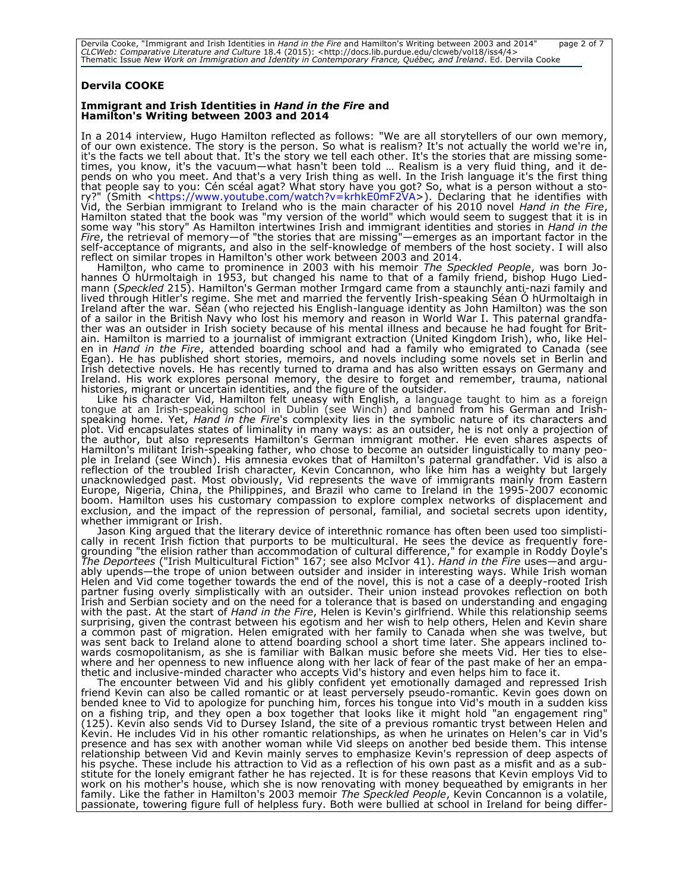**Dervila COOKE**

**Immigrant and Irish Identities in *Hand in the Fire* and Hamilton's Writing between 2003 and 2014**

In a 2014 interview, Hugo Hamilton reflected as follows: "We are all storytellers of our own memory, of our own existence. The story is the person. So what is realism? It's not actually the world we're in, it's the facts we tell about that. It's the story we tell each other. It's the stories that are missing sometimes, you know, it's the vacuum—what hasn't been told … Realism is a very fluid thing, and it depends on who you meet. And that's a very Irish thing as well. In the Irish language it's the first thing that people say to you: Cén scéal agat? What story have you got? So, what is a person without a story?" (Smith <https://www.youtube.com/watch?v=krhkE0mF2VA>). Declaring that he identifies with Vid, the Serbian immigrant to Ireland who is the main character of his 2010 novel *Hand in the Fire*, Hamilton stated that the book was "my version of the world" which would seem to suggest that it is in some way "his story" As Hamilton intertwines Irish and immigrant identities and stories in *Hand in the Fire*, the retrieval of memory—of "the stories that are missing"—emerges as an important factor in the self-acceptance of migrants, and also in the self-knowledge of members of the host society. I will also reflect on similar tropes in Hamilton's other work between 2003 and 2014.

Hamilton, who came to prominence in 2003 with his memoir *The Speckled People*, was born Johannes Ó hUrmoltaigh in 1953, but changed his name to that of a family friend, bishop Hugo Liedmann (*Speckled* 215). Hamilton's German mother Irmgard came from a staunchly anti-nazi family and lived through Hitler's regime. She met and married the fervently Irish-speaking Séan Ó hUrmoltaigh in Ireland after the war. Séan (who rejected his English-language identity as John Hamilton) was the son of a sailor in the British Navy who lost his memory and reason in World War I. This paternal grandfather was an outsider in Irish society because of his mental illness and because he had fought for Britain. Hamilton is married to a journalist of immigrant extraction (United Kingdom Irish), who, like Helen in *Hand in the Fire*, attended boarding school and had a family who emigrated to Canada (see Egan). He has published short stories, memoirs, and novels including some novels set in Berlin and Irish detective novels. He has recently turned to drama and has also written essays on Germany and Ireland. His work explores personal memory, the desire to forget and remember, trauma, national histories, migrant or uncertain identities, and the figure of the outsider.

Like his character Vid, Hamilton felt uneasy with English, a language taught to him as a foreign tongue at an Irish-speaking school in Dublin (see Winch) and banned from his German and Irish-speaking home. Yet, *Hand in the Fire*'s complexity lies in the symbolic nature of its characters and plot. Vid encapsulates states of liminality in many ways: as an outsider, he is not only a projection of the author, but also represents Hamilton's German immigrant mother. He even shares aspects of Hamilton's militant Irish-speaking father, who chose to become an outsider linguistically to many people in Ireland (see Winch). His amnesia evokes that of Hamilton's paternal grandfather. Vid is also a reflection of the troubled Irish character, Kevin Concannon, who like him has a weighty but largely unacknowledged past. Most obviously, Vid represents the wave of immigrants mainly from Eastern Europe, Nigeria, China, the Philippines, and Brazil who came to Ireland in the 1995-2007 economic boom. Hamilton uses his customary compassion to explore complex networks of displacement and exclusion, and the impact of the repression of personal, familial, and societal secrets upon identity, whether immigrant or Irish.

Jason King argued that the literary device of interethnic romance has often been used too simplistically in recent Irish fiction that purports to be multicultural. He sees the device as frequently foregrounding "the elision rather than accommodation of cultural difference," for example in Roddy Doyle's *The Deportees* ("Irish Multicultural Fiction" 167; see also McIvor 41). *Hand in the Fire* uses—and arguably upends—the trope of union between outsider and insider in interesting ways. While Irish woman Helen and Vid come together towards the end of the novel, this is not a case of a deeply-rooted Irish partner fusing overly simplistically with an outsider. Their union instead provokes reflection on both Irish and Serbian society and on the need for a tolerance that is based on understanding and engaging with the past. At the start of *Hand in the Fire*, Helen is Kevin's girlfriend. While this relationship seems surprising, given the contrast between his egotism and her wish to help others, Helen and Kevin share a common past of migration. Helen emigrated with her family to Canada when she was twelve, but was sent back to Ireland alone to attend boarding school a short time later. She appears inclined towards cosmopolitanism, as she is familiar with Balkan music before she meets Vid. Her ties to elsewhere and her openness to new influence along with her lack of fear of the past make of her an empathetic and inclusive-minded character who accepts Vid's history and even helps him to face it.

The encounter between Vid and his glibly confident yet emotionally damaged and repressed Irish friend Kevin can also be called romantic or at least perversely pseudo-romantic. Kevin goes down on bended knee to Vid to apologize for punching him, forces his tongue into Vid's mouth in a sudden kiss on a fishing trip, and they open a box together that looks like it might hold "an engagement ring" (125). Kevin also sends Vid to Dursey Island, the site of a previous romantic tryst between Helen and Kevin. He includes Vid in his other romantic relationships, as when he urinates on Helen's car in Vid's presence and has sex with another woman while Vid sleeps on another bed beside them. This intense relationship between Vid and Kevin mainly serves to emphasize Kevin's repression of deep aspects of his psyche. These include his attraction to Vid as a reflection of his own past as a misfit and as a substitute for the lonely emigrant father he has rejected. It is for these reasons that Kevin employs Vid to work on his mother's house, which she is now renovating with money bequeathed by emigrants in her family. Like the father in Hamilton's 2003 memoir *The Speckled People*, Kevin Concannon is a volatile, passionate, towering figure full of helpless fury. Both were bullied at school in Ireland for being differ-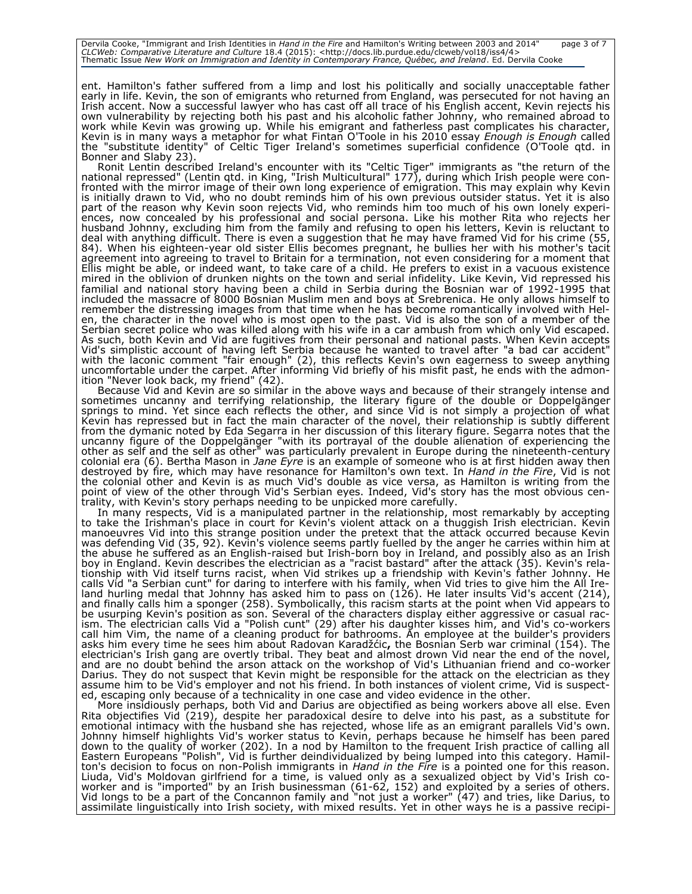ent. Hamilton's father suffered from a limp and lost his politically and socially unacceptable father early in life. Kevin, the son of emigrants who returned from England, was persecuted for not having an Irish accent. Now a successful lawyer who has cast off all trace of his English accent, Kevin rejects his own vulnerability by rejecting both his past and his alcoholic father Johnny, who remained abroad to work while Kevin was growing up. While his emigrant and fatherless past complicates his character, Kevin is in many ways a metaphor for what Fintan O'Toole in his 2010 essay *Enough is Enough* called the "substitute identity" of Celtic Tiger Ireland's sometimes superficial confidence (O'Toole qtd. in Bonner and Slaby 23).

Ronit Lentin described Ireland's encounter with its "Celtic Tiger" immigrants as "the return of the national repressed" (Lentin qtd. in King, "Irish Multicultural" 177), during which Irish people were confronted with the mirror image of their own long experience of emigration. This may explain why Kevin is initially drawn to Vid, who no doubt reminds him of his own previous outsider status. Yet it is also part of the reason why Kevin soon rejects Vid, who reminds him too much of his own lonely experiences, now concealed by his professional and social persona. Like his mother Rita who rejects her husband Johnny, excluding him from the family and refusing to open his letters, Kevin is reluctant to deal with anything difficult. There is even a suggestion that he may have framed Vid for his crime (55, 84). When his eighteen-year old sister Ellis becomes pregnant, he bullies her with his mother's tacit agreement into agreeing to travel to Britain for a termination, not even considering for a moment that Ellis might be able, or indeed want, to take care of a child. He prefers to exist in a vacuous existence mired in the oblivion of drunken nights on the town and serial infidelity. Like Kevin, Vid repressed his familial and national story having been a child in Serbia during the Bosnian war of 1992-1995 that included the massacre of 8000 Bosnian Muslim men and boys at Srebrenica. He only allows himself to remember the distressing images from that time when he has become romantically involved with Helen, the character in the novel who is most open to the past. Vid is also the son of a member of the Serbian secret police who was killed along with his wife in a car ambush from which only Vid escaped. As such, both Kevin and Vid are fugitives from their personal and national pasts. When Kevin accepts Vid's simplistic account of having left Serbia because he wanted to travel after "a bad car accident" with the laconic comment "fair enough" (2), this reflects Kevin's own eagerness to sweep anything uncomfortable under the carpet. After informing Vid briefly of his misfit past, he ends with the admonition "Never look back, my friend" (42).

Because Vid and Kevin are so similar in the above ways and because of their strangely intense and sometimes uncanny and terrifying relationship, the literary figure of the double or Doppelgänger springs to mind. Yet since each reflects the other, and since Vid is not simply a projection of what Kevin has repressed but in fact the main character of the novel, their relationship is subtly different from the dymanic noted by Eda Segarra in her discussion of this literary figure. Segarra notes that the uncanny figure of the Doppelgänger "with its portrayal of the double alienation of experiencing the other as self and the self as other" was particularly prevalent in Europe during the nineteenth-century colonial era (6). Bertha Mason in *Jane Eyre* is an example of someone who is at first hidden away then destroyed by fire, which may have resonance for Hamilton's own text. In *Hand in the Fire*, Vid is not the colonial other and Kevin is as much Vid's double as vice versa, as Hamilton is writing from the point of view of the other through Vid's Serbian eyes. Indeed, Vid's story has the most obvious centrality, with Kevin's story perhaps needing to be unpicked more carefully.

In many respects, Vid is a manipulated partner in the relationship, most remarkably by accepting to take the Irishman's place in court for Kevin's violent attack on a thuggish Irish electrician. Kevin manoeuvres Vid into this strange position under the pretext that the attack occurred because Kevin was defending Vid (35, 92). Kevin's violence seems partly fuelled by the anger he carries within him at the abuse he suffered as an English-raised but Irish-born boy in Ireland, and possibly also as an Irish boy in England. Kevin describes the electrician as a "racist bastard" after the attack (35). Kevin's relationship with Vid itself turns racist, when Vid strikes up a friendship with Kevin's father Johnny. He calls Vid "a Serbian cunt" for daring to interfere with his family, when Vid tries to give him the All Ireland hurling medal that Johnny has asked him to pass on (126). He later insults Vid's accent (214), and finally calls him a sponger (258). Symbolically, this racism starts at the point when Vid appears to be usurping Kevin's position as son. Several of the characters display either aggressive or casual racism. The electrician calls Vid a "Polish cunt" (29) after his daughter kisses him, and Vid's co-workers call him Vim, the name of a cleaning product for bathrooms. An employee at the builder's providers asks him every time he sees him about Radovan Karadžćic**,** the Bosnian Serb war criminal (154). The electrician's Irish gang are overtly tribal. They beat and almost drown Vid near the end of the novel, and are no doubt behind the arson attack on the workshop of Vid's Lithuanian friend and co-worker Darius. They do not suspect that Kevin might be responsible for the attack on the electrician as they assume him to be Vid's employer and not his friend. In both instances of violent crime, Vid is suspected, escaping only because of a technicality in one case and video evidence in the other.

More insidiously perhaps, both Vid and Darius are objectified as being workers above all else. Even Rita objectifies Vid (219), despite her paradoxical desire to delve into his past, as a substitute for emotional intimacy with the husband she has rejected, whose life as an emigrant parallels Vid's own. Johnny himself highlights Vid's worker status to Kevin, perhaps because he himself has been pared down to the quality of worker (202). In a nod by Hamilton to the frequent Irish practice of calling all Eastern Europeans "Polish", Vid is further deindividualized by being lumped into this category. Hamilton's decision to focus on non-Polish immigrants in *Hand in the Fire* is a pointed one for this reason. Liuda, Vid's Moldovan girlfriend for a time, is valued only as a sexualized object by Vid's Irish coworker and is "imported" by an Irish businessman (61-62, 152) and exploited by a series of others. Vid longs to be a part of the Concannon family and "not just a worker" (47) and tries, like Darius, to assimilate linguistically into Irish society, with mixed results. Yet in other ways he is a passive recipi-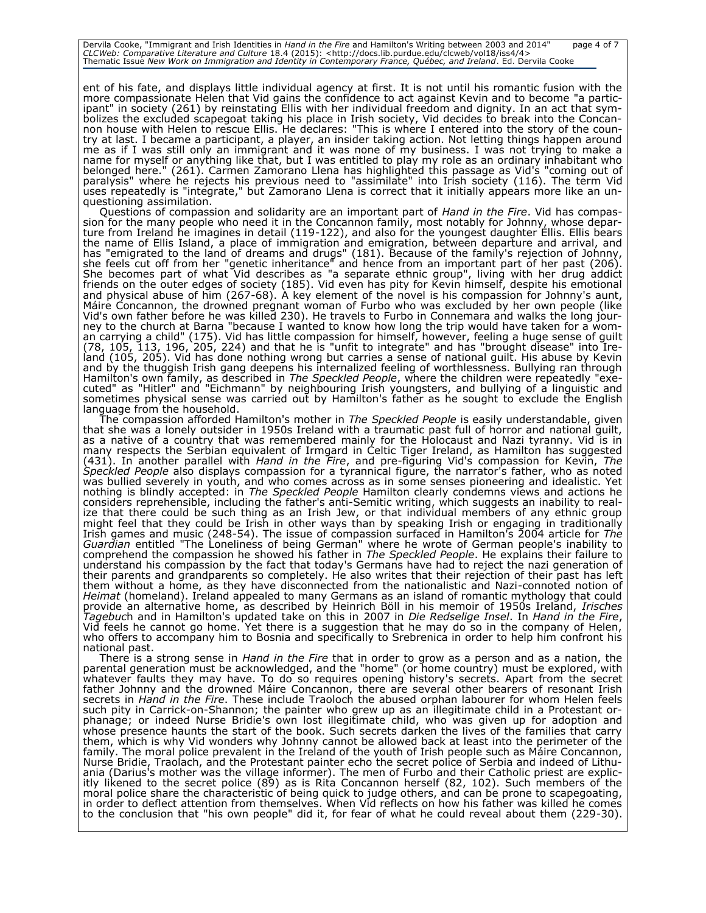ent of his fate, and displays little individual agency at first. It is not until his romantic fusion with the more compassionate Helen that Vid gains the confidence to act against Kevin and to become "a participant" in society (261) by reinstating Ellis with her individual freedom and dignity. In an act that symbolizes the excluded scapegoat taking his place in Irish society, Vid decides to break into the Concannon house with Helen to rescue Ellis. He declares: "This is where I entered into the story of the country at last. I became a participant, a player, an insider taking action. Not letting things happen around me as if I was still only an immigrant and it was none of my business. I was not trying to make a name for myself or anything like that, but I was entitled to play my role as an ordinary inhabitant who belonged here." (261). Carmen Zamorano Llena has highlighted this passage as Vid's "coming out of paralysis" where he rejects his previous need to "assimilate" into Irish society (116). The term Vid uses repeatedly is "integrate," but Zamorano Llena is correct that it initially appears more like an unquestioning assimilation.

Questions of compassion and solidarity are an important part of *Hand in the Fire*. Vid has compassion for the many people who need it in the Concannon family, most notably for Johnny, whose departure from Ireland he imagines in detail (119-122), and also for the youngest daughter Ellis. Ellis bears the name of Ellis Island, a place of immigration and emigration, between departure and arrival, and has "emigrated to the land of dreams and drugs" (181). Because of the family's rejection of Johnny, she feels cut off from her "genetic inheritance" and hence from an important part of her past (206). She becomes part of what Vid describes as "a separate ethnic group", living with her drug addict friends on the outer edges of society (185). Vid even has pity for Kevin himself, despite his emotional and physical abuse of him (267-68). A key element of the novel is his compassion for Johnny's aunt, Máire Concannon, the drowned pregnant woman of Furbo who was excluded by her own people (like Vid's own father before he was killed 230). He travels to Furbo in Connemara and walks the long journey to the church at Barna "because I wanted to know how long the trip would have taken for a woman carrying a child" (175). Vid has little compassion for himself, however, feeling a huge sense of guilt (78, 105, 113, 196, 205, 224) and that he is "unfit to integrate" and has "brought disease" into Ireland (105, 205). Vid has done nothing wrong but carries a sense of national guilt. His abuse by Kevin and by the thuggish Irish gang deepens his internalized feeling of worthlessness. Bullying ran through Hamilton's own family, as described in *The Speckled People*, where the children were repeatedly "executed" as "Hitler" and "Eichmann" by neighbouring Irish youngsters, and bullying of a linguistic and sometimes physical sense was carried out by Hamilton's father as he sought to exclude the English language from the household.

The compassion afforded Hamilton's mother in *The Speckled People* is easily understandable, given that she was a lonely outsider in 1950s Ireland with a traumatic past full of horror and national guilt, as a native of a country that was remembered mainly for the Holocaust and Nazi tyranny. Vid is in many respects the Serbian equivalent of Irmgard in Celtic Tiger Ireland, as Hamilton has suggested (431). In another parallel with *Hand in the Fire*, and pre-figuring Vid's compassion for Kevin, *The Speckled People* also displays compassion for a tyrannical figure, the narrator's father, who as noted was bullied severely in youth, and who comes across as in some senses pioneering and idealistic. Yet nothing is blindly accepted: in *The Speckled People* Hamilton clearly condemns views and actions he considers reprehensible, including the father's anti-Semitic writing, which suggests an inability to realize that there could be such thing as an Irish Jew, or that individual members of any ethnic group might feel that they could be Irish in other ways than by speaking Irish or engaging in traditionally Irish games and music (248-54). The issue of compassion surfaced in Hamilton's 2004 article for *The Guardian* entitled "The Loneliness of being German" where he wrote of German people's inability to comprehend the compassion he showed his father in *The Speckled People*. He explains their failure to understand his compassion by the fact that today's Germans have had to reject the nazi generation of their parents and grandparents so completely. He also writes that their rejection of their past has left them without a home, as they have disconnected from the nationalistic and Nazi-connoted notion of *Heimat* (homeland). Ireland appealed to many Germans as an island of romantic mythology that could provide an alternative home, as described by Heinrich Böll in his memoir of 1950s Ireland, *Irisches Tagebuch* and in Hamilton's updated take on this in 2007 in *Die Redselige Insel*. In *Hand in the Fire*, Vid feels he cannot go home. Yet there is a suggestion that he may do so in the company of Helen, who offers to accompany him to Bosnia and specifically to Srebrenica in order to help him confront his national past.

There is a strong sense in *Hand in the Fire* that in order to grow as a person and as a nation, the parental generation must be acknowledged, and the "home" (or home country) must be explored, with whatever faults they may have. To do so requires opening history's secrets. Apart from the secret father Johnny and the drowned Máire Concannon, there are several other bearers of resonant Irish secrets in *Hand in the Fire*. These include Traoloch the abused orphan labourer for whom Helen feels such pity in Carrick-on-Shannon; the painter who grew up as an illegitimate child in a Protestant orphanage; or indeed Nurse Bridie's own lost illegitimate child, who was given up for adoption and whose presence haunts the start of the book. Such secrets darken the lives of the families that carry them, which is why Vid wonders why Johnny cannot be allowed back at least into the perimeter of the family. The moral police prevalent in the Ireland of the youth of Irish people such as Máire Concannon, Nurse Bridie, Traolach, and the Protestant painter echo the secret police of Serbia and indeed of Lithuania (Darius's mother was the village informer). The men of Furbo and their Catholic priest are explicitly likened to the secret police (89) as is Rita Concannon herself (82, 102). Such members of the moral police share the characteristic of being quick to judge others, and can be prone to scapegoating, in order to deflect attention from themselves. When Vid reflects on how his father was killed he comes to the conclusion that "his own people" did it, for fear of what he could reveal about them (229-30).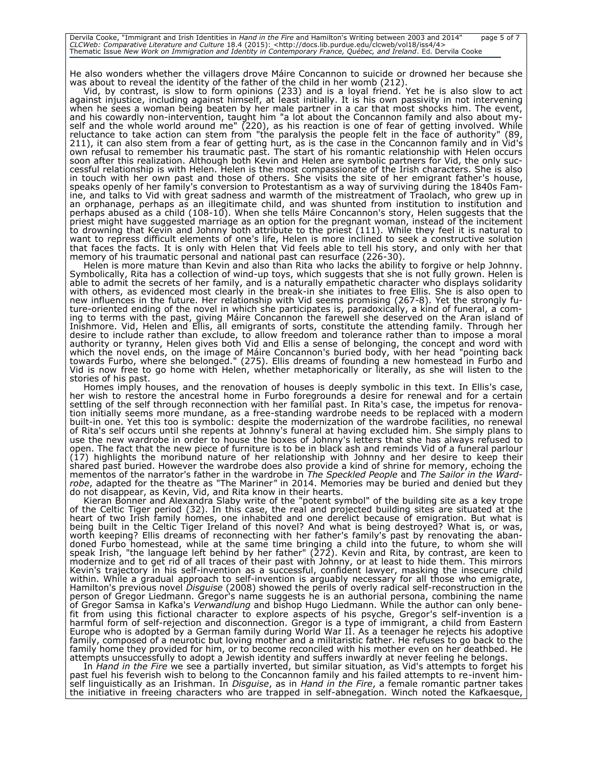He also wonders whether the villagers drove Máire Concannon to suicide or drowned her because she was about to reveal the identity of the father of the child in her womb (212).

Vid, by contrast, is slow to form opinions (233) and is a loyal friend. Yet he is also slow to act against injustice, including against himself, at least initially. It is his own passivity in not intervening when he sees a woman being beaten by her male partner in a car that most shocks him. The event, and his cowardly non-intervention, taught him "a lot about the Concannon family and also about myself and the whole world around me" (220), as his reaction is one of fear of getting involved. While reluctance to take action can stem from "the paralysis the people felt in the face of authority" (89, 211), it can also stem from a fear of getting hurt, as is the case in the Concannon family and in Vid's own refusal to remember his traumatic past. The start of his romantic relationship with Helen occurs soon after this realization. Although both Kevin and Helen are symbolic partners for Vid, the only successful relationship is with Helen. Helen is the most compassionate of the Irish characters. She is also in touch with her own past and those of others. She visits the site of her emigrant father's house, speaks openly of her family's conversion to Protestantism as a way of surviving during the 1840s Famine, and talks to Vid with great sadness and warmth of the mistreatment of Traolach, who grew up in an orphanage, perhaps as an illegitimate child, and was shunted from institution to institution and perhaps abused as a child (108-10). When she tells Máire Concannon's story, Helen suggests that the priest might have suggested marriage as an option for the pregnant woman, instead of the incitement to drowning that Kevin and Johnny both attribute to the priest (111). While they feel it is natural to want to repress difficult elements of one's life, Helen is more inclined to seek a constructive solution that faces the facts. It is only with Helen that Vid feels able to tell his story, and only with her that memory of his traumatic personal and national past can resurface (226-30).

Helen is more mature than Kevin and also than Rita who lacks the ability to forgive or help Johnny. Symbolically, Rita has a collection of wind-up toys, which suggests that she is not fully grown. Helen is able to admit the secrets of her family, and is a naturally empathetic character who displays solidarity with others, as evidenced most clearly in the break-in she initiates to free Ellis. She is also open to new influences in the future. Her relationship with Vid seems promising (267-8). Yet the strongly future-oriented ending of the novel in which she participates is, paradoxically, a kind of funeral, a coming to terms with the past, giving Máire Concannon the farewell she deserved on the Aran island of Inishmore. Vid, Helen and Ellis, all emigrants of sorts, constitute the attending family. Through her desire to include rather than exclude, to allow freedom and tolerance rather than to impose a moral authority or tyranny, Helen gives both Vid and Ellis a sense of belonging, the concept and word with which the novel ends, on the image of Máire Concannon's buried body, with her head "pointing back towards Furbo, where she belonged." (275). Ellis dreams of founding a new homestead in Furbo and Vid is now free to go home with Helen, whether metaphorically or literally, as she will listen to the stories of his past.

Homes imply houses, and the renovation of houses is deeply symbolic in this text. In Ellis's case, her wish to restore the ancestral home in Furbo foregrounds a desire for renewal and for a certain settling of the self through reconnection with her familial past. In Rita's case, the impetus for renovation initially seems more mundane, as a free-standing wardrobe needs to be replaced with a modern built-in one. Yet this too is symbolic: despite the modernization of the wardrobe facilities, no renewal of Rita's self occurs until she repents at Johnny's funeral at having excluded him. She simply plans to use the new wardrobe in order to house the boxes of Johnny's letters that she has always refused to open. The fact that the new piece of furniture is to be in black ash and reminds Vid of a funeral parlour (17) highlights the moribund nature of her relationship with Johnny and her desire to keep their shared past buried. However the wardrobe does also provide a kind of shrine for memory, echoing the mementos of the narrator's father in the wardrobe in *The Speckled People* and *The Sailor in the Wardrobe*, adapted for the theatre as "The Mariner" in 2014. Memories may be buried and denied but they do not disappear, as Kevin, Vid, and Rita know in their hearts.

Kieran Bonner and Alexandra Slaby write of the "potent symbol" of the building site as a key trope of the Celtic Tiger period (32). In this case, the real and projected building sites are situated at the heart of two Irish family homes, one inhabited and one derelict because of emigration. But what is being built in the Celtic Tiger Ireland of this novel? And what is being destroyed? What is, or was, worth keeping? Ellis dreams of reconnecting with her father's family's past by renovating the abandoned Furbo homestead, while at the same time bringing a child into the future, to whom she will speak Irish, "the language left behind by her father" (272). Kevin and Rita, by contrast, are keen to modernize and to get rid of all traces of their past with Johnny, or at least to hide them. This mirrors Kevin's trajectory in his self-invention as a successful, confident lawyer, masking the insecure child within. While a gradual approach to self-invention is arguably necessary for all those who emigrate, Hamilton's previous novel *Disguise* (2008) showed the perils of overly radical self-reconstruction in the person of Gregor Liedmann. Gregor's name suggests he is an authorial persona, combining the name of Gregor Samsa in Kafka's *Verwandlung* and bishop Hugo Liedmann. While the author can only benefit from using this fictional character to explore aspects of his psyche, Gregor's self-invention is a harmful form of self-rejection and disconnection. Gregor is a type of immigrant, a child from Eastern Europe who is adopted by a German family during World War II. As a teenager he rejects his adoptive family, composed of a neurotic but loving mother and a militaristic father. He refuses to go back to the family home they provided for him, or to become reconciled with his mother even on her deathbed. He attempts unsuccessfully to adopt a Jewish identity and suffers inwardly at never feeling he belongs.

In *Hand in the Fire* we see a partially inverted, but similar situation, as Vid's attempts to forget his past fuel his feverish wish to belong to the Concannon family and his failed attempts to re-invent himself linguistically as an Irishman. In *Disguise*, as in *Hand in the Fire*, a female romantic partner takes the initiative in freeing characters who are trapped in self-abnegation. Winch noted the Kafkaesque,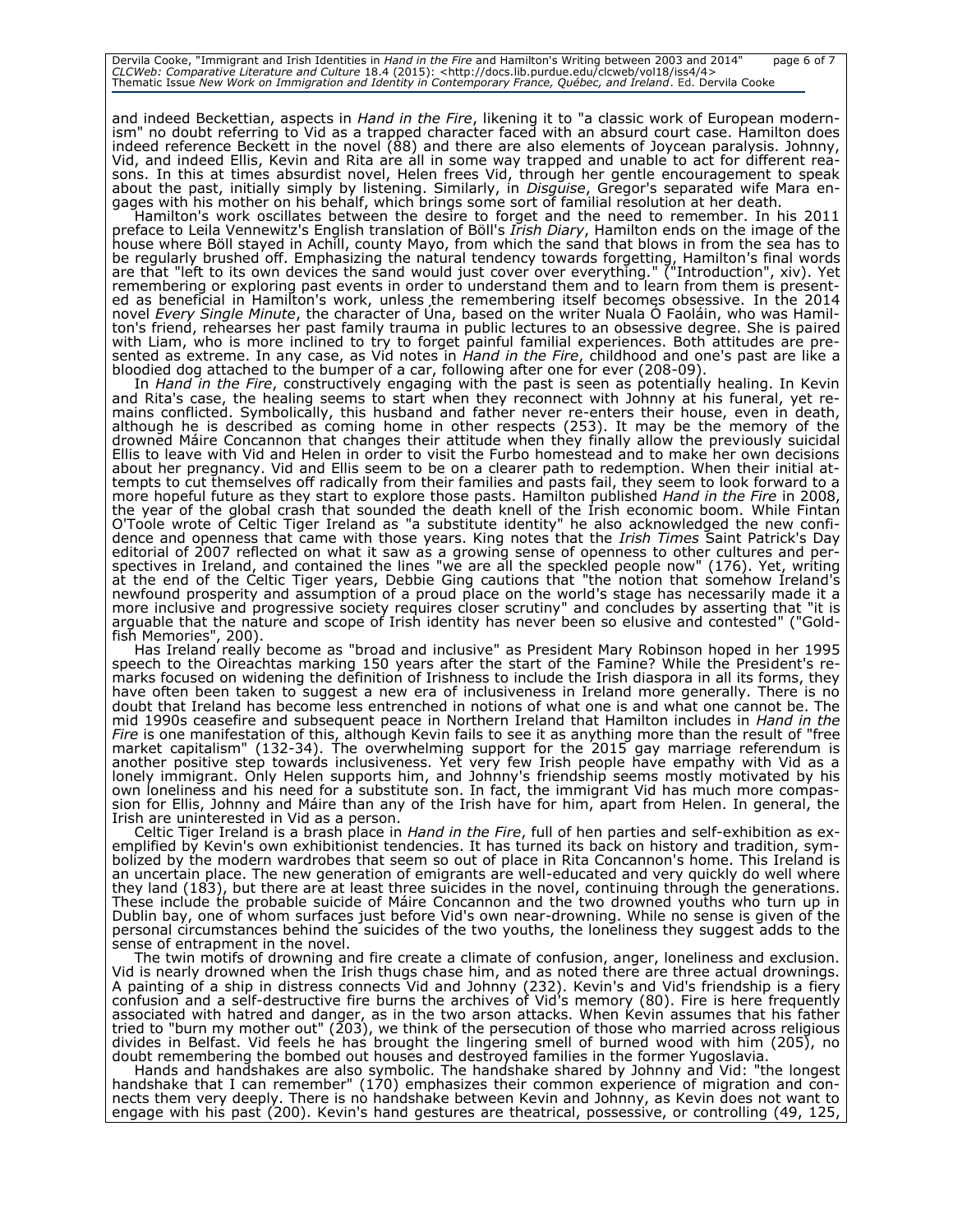and indeed Beckettian, aspects in *Hand in the Fire*, likening it to "a classic work of European modernism" no doubt referring to Vid as a trapped character faced with an absurd court case. Hamilton does indeed reference Beckett in the novel (88) and there are also elements of Joycean paralysis. Johnny, Vid, and indeed Ellis, Kevin and Rita are all in some way trapped and unable to act for different reasons. In this at times absurdist novel, Helen frees Vid, through her gentle encouragement to speak about the past, initially simply by listening. Similarly, in *Disguise*, Gregor's separated wife Mara engages with his mother on his behalf, which brings some sort of familial resolution at her death.

Hamilton's work oscillates between the desire to forget and the need to remember. In his 2011 preface to Leila Vennewitz's English translation of Böll's *Irish Diary*, Hamilton ends on the image of the house where Böll stayed in Achill, county Mayo, from which the sand that blows in from the sea has to be regularly brushed off. Emphasizing the natural tendency towards forgetting, Hamilton's final words are that "left to its own devices the sand would just cover over everything." ("Introduction", xiv). Yet remembering or exploring past events in order to understand them and to learn from them is presented as beneficial in Hamilton's work, unless the remembering itself becomes obsessive. In the 2014 novel *Every Single Minute*, the character of Úna, based on the writer Nuala Ó Faoláin, who was Hamilton's friend, rehearses her past family trauma in public lectures to an obsessive degree. She is paired with Liam, who is more inclined to try to forget painful familial experiences. Both attitudes are presented as extreme. In any case, as Vid notes in *Hand in the Fire*, childhood and one's past are like a bloodied dog attached to the bumper of a car, following after one for ever (208-09).

In *Hand in the Fire*, constructively engaging with the past is seen as potentially healing. In Kevin and Rita's case, the healing seems to start when they reconnect with Johnny at his funeral, yet remains conflicted. Symbolically, this husband and father never re-enters their house, even in death, although he is described as coming home in other respects (253). It may be the memory of the drowned Máire Concannon that changes their attitude when they finally allow the previously suicidal Ellis to leave with Vid and Helen in order to visit the Furbo homestead and to make her own decisions about her pregnancy. Vid and Ellis seem to be on a clearer path to redemption. When their initial attempts to cut themselves off radically from their families and pasts fail, they seem to look forward to a more hopeful future as they start to explore those pasts. Hamilton published *Hand in the Fire* in 2008, the year of the global crash that sounded the death knell of the Irish economic boom. While Fintan O'Toole wrote of Celtic Tiger Ireland as "a substitute identity" he also acknowledged the new confidence and openness that came with those years. King notes that the *Irish Times* Saint Patrick's Day editorial of 2007 reflected on what it saw as a growing sense of openness to other cultures and perspectives in Ireland, and contained the lines "we are all the speckled people now" (176). Yet, writing at the end of the Celtic Tiger years, Debbie Ging cautions that "the notion that somehow Ireland's newfound prosperity and assumption of a proud place on the world's stage has necessarily made it a more inclusive and progressive society requires closer scrutiny" and concludes by asserting that "it is arguable that the nature and scope of Irish identity has never been so elusive and contested" ("Goldfish Memories", 200).

Has Ireland really become as "broad and inclusive" as President Mary Robinson hoped in her 1995 speech to the Oireachtas marking 150 years after the start of the Famine? While the President's remarks focused on widening the definition of Irishness to include the Irish diaspora in all its forms, they have often been taken to suggest a new era of inclusiveness in Ireland more generally. There is no doubt that Ireland has become less entrenched in notions of what one is and what one cannot be. The mid 1990s ceasefire and subsequent peace in Northern Ireland that Hamilton includes in *Hand in the Fire* is one manifestation of this, although Kevin fails to see it as anything more than the result of "free market capitalism" (132-34). The overwhelming support for the 2015 gay marriage referendum is another positive step towards inclusiveness. Yet very few Irish people have empathy with Vid as a lonely immigrant. Only Helen supports him, and Johnny's friendship seems mostly motivated by his own loneliness and his need for a substitute son. In fact, the immigrant Vid has much more compassion for Ellis, Johnny and Máire than any of the Irish have for him, apart from Helen. In general, the Irish are uninterested in Vid as a person.

Celtic Tiger Ireland is a brash place in *Hand in the Fire*, full of hen parties and self-exhibition as exemplified by Kevin's own exhibitionist tendencies. It has turned its back on history and tradition, symbolized by the modern wardrobes that seem so out of place in Rita Concannon's home. This Ireland is an uncertain place. The new generation of emigrants are well-educated and very quickly do well where they land (183), but there are at least three suicides in the novel, continuing through the generations. These include the probable suicide of Máire Concannon and the two drowned youths who turn up in Dublin bay, one of whom surfaces just before Vid's own near-drowning. While no sense is given of the personal circumstances behind the suicides of the two youths, the loneliness they suggest adds to the sense of entrapment in the novel.

The twin motifs of drowning and fire create a climate of confusion, anger, loneliness and exclusion. Vid is nearly drowned when the Irish thugs chase him, and as noted there are three actual drownings. A painting of a ship in distress connects Vid and Johnny (232). Kevin's and Vid's friendship is a fiery confusion and a self-destructive fire burns the archives of Vid's memory (80). Fire is here frequently associated with hatred and danger, as in the two arson attacks. When Kevin assumes that his father tried to "burn my mother out" (203), we think of the persecution of those who married across religious divides in Belfast. Vid feels he has brought the lingering smell of burned wood with him (205), no doubt remembering the bombed out houses and destroyed families in the former Yugoslavia.

Hands and handshakes are also symbolic. The handshake shared by Johnny and Vid: "the longest handshake that I can remember" (170) emphasizes their common experience of migration and connects them very deeply. There is no handshake between Kevin and Johnny, as Kevin does not want to engage with his past (200). Kevin's hand gestures are theatrical, possessive, or controlling (49, 125,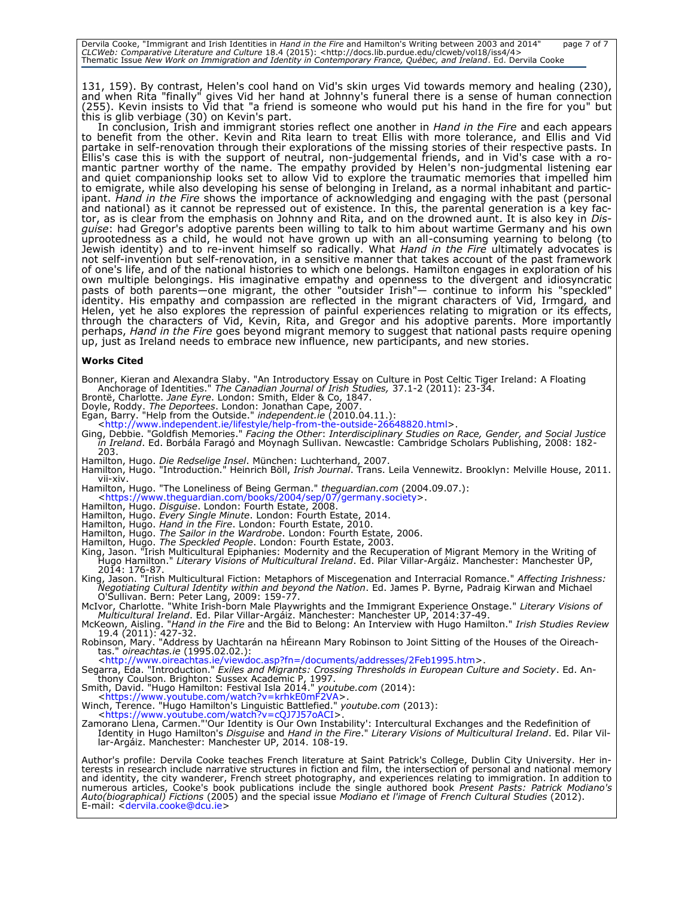131, 159). By contrast, Helen's cool hand on Vid's skin urges Vid towards memory and healing (230), and when Rita "finally" gives Vid her hand at Johnny's funeral there is a sense of human connection (255). Kevin insists to Vid that "a friend is someone who would put his hand in the fire for you" but this is glib verbiage (30) on Kevin's part.

In conclusion, Irish and immigrant stories reflect one another in *Hand in the Fire* and each appears to benefit from the other. Kevin and Rita learn to treat Ellis with more tolerance, and Ellis and Vid partake in self-renovation through their explorations of the missing stories of their respective pasts. In Ellis's case this is with the support of neutral, non-judgemental friends, and in Vid's case with a romantic partner worthy of the name. The empathy provided by Helen's non-judgmental listening ear and quiet companionship looks set to allow Vid to explore the traumatic memories that impelled him to emigrate, while also developing his sense of belonging in Ireland, as a normal inhabitant and participant. *Hand in the Fire* shows the importance of acknowledging and engaging with the past (personal and national) as it cannot be repressed out of existence. In this, the parental generation is a key factor, as is clear from the emphasis on Johnny and Rita, and on the drowned aunt. It is also key in *Disguise*: had Gregor's adoptive parents been willing to talk to him about wartime Germany and his own uprootedness as a child, he would not have grown up with an all-consuming yearning to belong (to Jewish identity) and to re-invent himself so radically. What *Hand in the Fire* ultimately advocates is not self-invention but self-renovation, in a sensitive manner that takes account of the past framework of one's life, and of the national histories to which one belongs. Hamilton engages in exploration of his own multiple belongings. His imaginative empathy and openness to the divergent and idiosyncratic pasts of both parents—one migrant, the other "outsider Irish"— continue to inform his "speckled" identity. His empathy and compassion are reflected in the migrant characters of Vid, Irmgard, and Helen, yet he also explores the repression of painful experiences relating to migration or its effects, through the characters of Vid, Kevin, Rita, and Gregor and his adoptive parents. More importantly perhaps, *Hand in the Fire* goes beyond migrant memory to suggest that national pasts require opening up, just as Ireland needs to embrace new influence, new participants, and new stories.

**Works Cited**

Bonner, Kieran and Alexandra Slaby. "An Introductory Essay on Culture in Post Celtic Tiger Ireland: A Floating Anchorage of Identities." *The Canadian Journal of Irish Studies,* 37.1-2 (2011): 23-34.

Brontë, Charlotte. *Jane Eyre*. London: Smith, Elder & Co, 1847.

Doyle, Roddy. *The Deportees*. London: Jonathan Cape, 2007.

Egan, Barry. "Help from the Outside." *independent.ie* (2010.04.11.): <http://www.independent.ie/lifestyle/help-from-the-outside-26648820.html>.

Ging, Debbie. "Goldfish Memories." *Facing the Other*: *Interdisciplinary Studies on Race, Gender, and Social Justice in Ireland*. Ed. Borbála Faragó and Moynagh Sullivan. Newcastle: Cambridge Scholars Publishing, 2008: 182-203.

Hamilton, Hugo. *Die Redselige Insel*. München: Luchterhand, 2007.

Hamilton, Hugo. "Introduction." Heinrich Böll, *Irish Journal*. Trans. Leila Vennewitz. Brooklyn: Melville House, 2011. vii-xiv.

Hamilton, Hugo. "The Loneliness of Being German." *theguardian.com* (2004.09.07.): <https://www.theguardian.com/books/2004/sep/07/germany.society>.

Hamilton, Hugo. *Disguise*. London: Fourth Estate, 2008.

Hamilton, Hugo. *Every Single Minute*. London: Fourth Estate, 2014.

Hamilton, Hugo. *Hand in the Fire*. London: Fourth Estate, 2010.

Hamilton, Hugo. *The Sailor in the Wardrobe*. London: Fourth Estate, 2006.

Hamilton, Hugo. *The Speckled People*. London: Fourth Estate, 2003.

King, Jason. "Irish Multicultural Epiphanies: Modernity and the Recuperation of Migrant Memory in the Writing of Hugo Hamilton." *Literary Visions of Multicultural Ireland*. Ed. Pilar Villar-Argáiz. Manchester: Manchester UP, 2014: 176-87.

King, Jason. "Irish Multicultural Fiction: Metaphors of Miscegenation and Interracial Romance." *Affecting Irishness: Negotiating Cultural Identity within and beyond the Nation*. Ed. James P. Byrne, Padraig Kirwan and Michael O'Sullivan. Bern: Peter Lang, 2009: 159-77.

McIvor, Charlotte. "White Irish-born Male Playwrights and the Immigrant Experience Onstage." *Literary Visions of Multicultural Ireland*. Ed. Pilar Villar-Argáiz. Manchester: Manchester UP, 2014:37-49.

McKeown, Aisling. "*Hand in the Fire* and the Bid to Belong: An Interview with Hugo Hamilton." *Irish Studies Review* 19.4 (2011): 427-32.

Robinson, Mary. "Address by Uachtarán na hÉireann Mary Robinson to Joint Sitting of the Houses of the Oireachtas." *oireachtas.ie* (1995.02.02.): <http://www.oireachtas.ie/viewdoc.asp?fn=/documents/addresses/2Feb1995.htm>.

Segarra, Eda. "Introduction." *Exiles and Migrants: Crossing Thresholds in European Culture and Society*. Ed. Anthony Coulson. Brighton: Sussex Academic P, 1997.

Smith, David. "Hugo Hamilton: Festival Isla 2014." *youtube.com* (2014): <https://www.youtube.com/watch?v=krhkE0mF2VA>.

Winch, Terence. "Hugo Hamilton's Linguistic Battlefield." *youtube.com* (2013): <https://www.youtube.com/watch?v=cQJ7J57oACI>.

Zamorano Llena, Carmen."'Our Identity is Our Own Instability': Intercultural Exchanges and the Redefinition of Identity in Hugo Hamilton's *Disguise* and *Hand in the Fire*." *Literary Visions of Multicultural Ireland*. Ed. Pilar Villar-Argáiz. Manchester: Manchester UP, 2014. 108-19.

Author's profile: Dervila Cooke teaches French literature at Saint Patrick's College, Dublin City University. Her interests in research include narrative structures in fiction and film, the intersection of personal and national memory and identity, the city wanderer, French street photography, and experiences relating to immigration. In addition to numerous articles, Cooke's book publications include the single authored book *Present Pasts: Patrick Modiano's Auto(biographical) Fictions* (2005) and the special issue *Modiano et l'image* of *French Cultural Studies* (2012). E-mail: <dervila.cooke@dcu.ie>